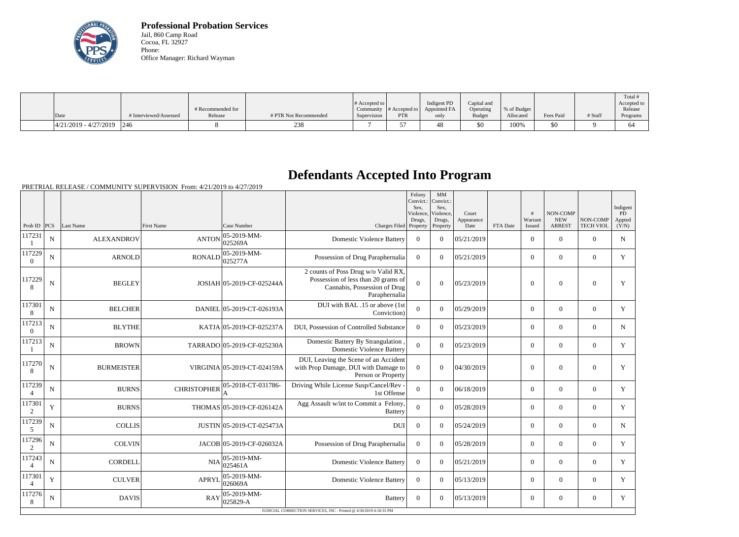**Professional Probation Services**
Jail, 860 Camp Road
Cocoa, FL 32927
Phone:
Office Manager: Richard Wayman

| Date | # Interviewed/Assessed | # Recommended for Release | # PTR Not Recommended | # Accepted to Community Supervision | # Accepted to PTR | Indigent PD Appointed FA only | Capital and Operating Budget | % of Budget Allocated | Fees Paid | # Staff | Total # Accepted to Release Programs |
|---|---|---|---|---|---|---|---|---|---|---|---|
| 4/21/2019 - 4/27/2019 | 246 | 8 | 238 | 7 | 57 | 48 | $0 | 100% | $0 | 9 | 64 |

# Defendants Accepted Into Program

PRETRIAL RELEASE / COMMUNITY SUPERVISION From: 4/21/2019 to 4/27/2019

| Prob ID | PCS | Last Name | First Name | Case Number | Charges Filed | Felony Convict.: Sex, Violence, Drugs, Property | MM Convict.: Sex, Violence, Drugs, Property | Court Appearance Date | FTA Date | # Warrant Issued | NON-COMP NEW ARREST | NON-COMP TECH VIOL | Indigent PD Appted (Y/N) |
|---|---|---|---|---|---|---|---|---|---|---|---|---|---|
| 1172311 | N | ALEXANDROV | ANTON | 05-2019-MM-025269A | Domestic Violence Battery | 0 | 0 | 05/21/2019 | | 0 | 0 | 0 | N |
| 1172290 | N | ARNOLD | RONALD | 05-2019-MM-025277A | Possession of Drug Paraphernalia | 0 | 0 | 05/21/2019 | | 0 | 0 | 0 | Y |
| 1172298 | N | BEGLEY | JOSIAH | 05-2019-CF-025244A | 2 counts of Poss Drug w/o Valid RX, Possession of less than 20 grams of Cannabis, Possession of Drug Paraphernalia | 0 | 0 | 05/23/2019 | | 0 | 0 | 0 | Y |
| 1173018 | N | BELCHER | DANIEL | 05-2019-CT-026193A | DUI with BAL .15 or above (1st Conviction) | 0 | 0 | 05/29/2019 | | 0 | 0 | 0 | Y |
| 1172130 | N | BLYTHE | KATJA | 05-2019-CF-025237A | DUI, Possession of Controlled Substance | 0 | 0 | 05/23/2019 | | 0 | 0 | 0 | N |
| 1172131 | N | BROWN | TARRADO | 05-2019-CF-025230A | Domestic Battery By Strangulation , Domestic Violence Battery | 0 | 0 | 05/23/2019 | | 0 | 0 | 0 | Y |
| 1172708 | N | BURMEISTER | VIRGINIA | 05-2019-CT-024159A | DUI, Leaving the Scene of an Accident with Prop Damage, DUI with Damage to Person or Property | 0 | 0 | 04/30/2019 | | 0 | 0 | 0 | Y |
| 1172394 | N | BURNS | CHRISTOPHER | 05-2018-CT-031786-A | Driving While License Susp/Cancel/Rev - 1st Offense | 0 | 0 | 06/18/2019 | | 0 | 0 | 0 | Y |
| 1173012 | Y | BURNS | THOMAS | 05-2019-CF-026142A | Agg Assault w/int to Commit a Felony, Battery | 0 | 0 | 05/28/2019 | | 0 | 0 | 0 | Y |
| 1172395 | N | COLLIS | JUSTIN | 05-2019-CT-025473A | DUI | 0 | 0 | 05/24/2019 | | 0 | 0 | 0 | N |
| 1172962 | N | COLVIN | JACOB | 05-2019-CF-026032A | Possession of Drug Paraphernalia | 0 | 0 | 05/28/2019 | | 0 | 0 | 0 | Y |
| 1172434 | N | CORDELL | NIA | 05-2019-MM-025461A | Domestic Violence Battery | 0 | 0 | 05/21/2019 | | 0 | 0 | 0 | Y |
| 1173014 | Y | CULVER | APRYL | 05-2019-MM-026069A | Domestic Violence Battery | 0 | 0 | 05/13/2019 | | 0 | 0 | 0 | Y |
| 1172768 | N | DAVIS | RAY | 05-2019-MM-025829-A | Battery | 0 | 0 | 05/13/2019 | | 0 | 0 | 0 | Y |

JUDICIAL CORRECTION SERVICES, INC - Printed @ 4/30/2019 4:18:33 PM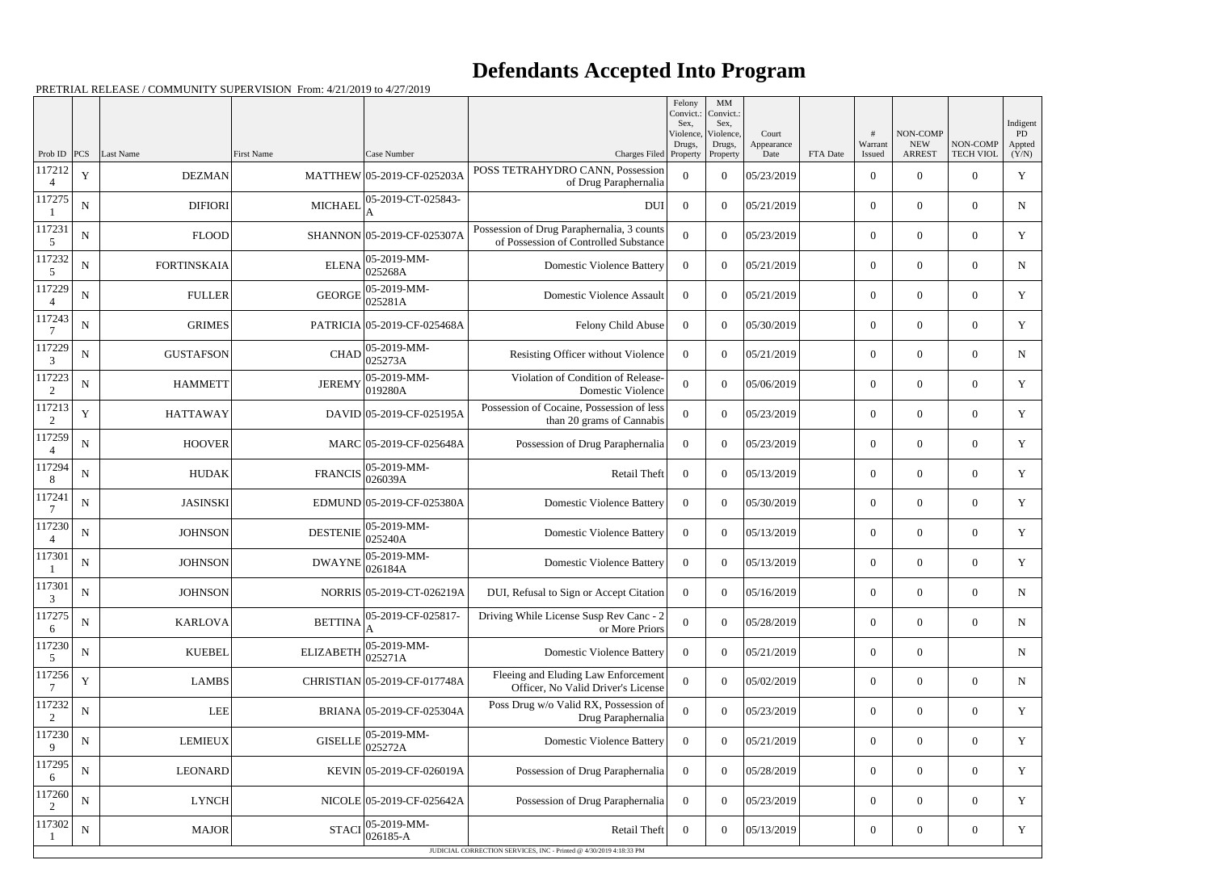# Defendants Accepted Into Program

PRETRIAL RELEASE / COMMUNITY SUPERVISION From: 4/21/2019 to 4/27/2019

| Prob ID | PCS | Last Name | First Name | Case Number | Charges Filed | Felony Convict.: Sex, Violence, Drugs, Property | MM Convict.: Sex, Violence, Drugs, Property | Court Appearance Date | FTA Date | # Warrant Issued | NON-COMP NEW ARREST | NON-COMP TECH VIOL | Indigent PD Appted (Y/N) |
|---|---|---|---|---|---|---|---|---|---|---|---|---|---|
| 1172124 | Y | DEZMAN | MATTHEW | 05-2019-CF-025203A | POSS TETRAHYDRO CANN, Possession of Drug Paraphernalia | 0 | 0 | 05/23/2019 | | 0 | 0 | 0 | Y |
| 1172751 | N | DIFIORI | MICHAEL | 05-2019-CT-025843-A | DUI | 0 | 0 | 05/21/2019 | | 0 | 0 | 0 | N |
| 1172315 | N | FLOOD | SHANNON | 05-2019-CF-025307A | Possession of Drug Paraphernalia, 3 counts of Possession of Controlled Substance | 0 | 0 | 05/23/2019 | | 0 | 0 | 0 | Y |
| 1172325 | N | FORTINSKAIA | ELENA | 05-2019-MM-025268A | Domestic Violence Battery | 0 | 0 | 05/21/2019 | | 0 | 0 | 0 | N |
| 1172294 | N | FULLER | GEORGE | 05-2019-MM-025281A | Domestic Violence Assault | 0 | 0 | 05/21/2019 | | 0 | 0 | 0 | Y |
| 1172437 | N | GRIMES | PATRICIA | 05-2019-CF-025468A | Felony Child Abuse | 0 | 0 | 05/30/2019 | | 0 | 0 | 0 | Y |
| 1172293 | N | GUSTAFSON | CHAD | 05-2019-MM-025273A | Resisting Officer without Violence | 0 | 0 | 05/21/2019 | | 0 | 0 | 0 | N |
| 1172232 | N | HAMMETT | JEREMY | 05-2019-MM-019280A | Violation of Condition of Release-Domestic Violence | 0 | 0 | 05/06/2019 | | 0 | 0 | 0 | Y |
| 1172132 | Y | HATTAWAY | DAVID | 05-2019-CF-025195A | Possession of Cocaine, Possession of less than 20 grams of Cannabis | 0 | 0 | 05/23/2019 | | 0 | 0 | 0 | Y |
| 1172594 | N | HOOVER | MARC | 05-2019-CF-025648A | Possession of Drug Paraphernalia | 0 | 0 | 05/23/2019 | | 0 | 0 | 0 | Y |
| 1172948 | N | HUDAK | FRANCIS | 05-2019-MM-026039A | Retail Theft | 0 | 0 | 05/13/2019 | | 0 | 0 | 0 | Y |
| 1172417 | N | JASINSKI | EDMUND | 05-2019-CF-025380A | Domestic Violence Battery | 0 | 0 | 05/30/2019 | | 0 | 0 | 0 | Y |
| 1172304 | N | JOHNSON | DESTENIE | 05-2019-MM-025240A | Domestic Violence Battery | 0 | 0 | 05/13/2019 | | 0 | 0 | 0 | Y |
| 1173011 | N | JOHNSON | DWAYNE | 05-2019-MM-026184A | Domestic Violence Battery | 0 | 0 | 05/13/2019 | | 0 | 0 | 0 | Y |
| 1173013 | N | JOHNSON | NORRIS | 05-2019-CT-026219A | DUI, Refusal to Sign or Accept Citation | 0 | 0 | 05/16/2019 | | 0 | 0 | 0 | N |
| 1172756 | N | KARLOVA | BETTINA | 05-2019-CF-025817-A | Driving While License Susp Rev Canc - 2 or More Priors | 0 | 0 | 05/28/2019 | | 0 | 0 | 0 | N |
| 1172305 | N | KUEBEL | ELIZABETH | 05-2019-MM-025271A | Domestic Violence Battery | 0 | 0 | 05/21/2019 | | 0 | 0 | | N |
| 1172567 | Y | LAMBS | CHRISTIAN | 05-2019-CF-017748A | Fleeing and Eluding Law Enforcement Officer, No Valid Driver's License | 0 | 0 | 05/02/2019 | | 0 | 0 | 0 | N |
| 1172322 | N | LEE | BRIANA | 05-2019-CF-025304A | Poss Drug w/o Valid RX, Possession of Drug Paraphernalia | 0 | 0 | 05/23/2019 | | 0 | 0 | 0 | Y |
| 1172309 | N | LEMIEUX | GISELLE | 05-2019-MM-025272A | Domestic Violence Battery | 0 | 0 | 05/21/2019 | | 0 | 0 | 0 | Y |
| 1172956 | N | LEONARD | KEVIN | 05-2019-CF-026019A | Possession of Drug Paraphernalia | 0 | 0 | 05/28/2019 | | 0 | 0 | 0 | Y |
| 1172602 | N | LYNCH | NICOLE | 05-2019-CF-025642A | Possession of Drug Paraphernalia | 0 | 0 | 05/23/2019 | | 0 | 0 | 0 | Y |
| 1173021 | N | MAJOR | STACI | 05-2019-MM-026185-A | Retail Theft | 0 | 0 | 05/13/2019 | | 0 | 0 | 0 | Y |

JUDICIAL CORRECTION SERVICES, INC - Printed @ 4/30/2019 4:18:33 PM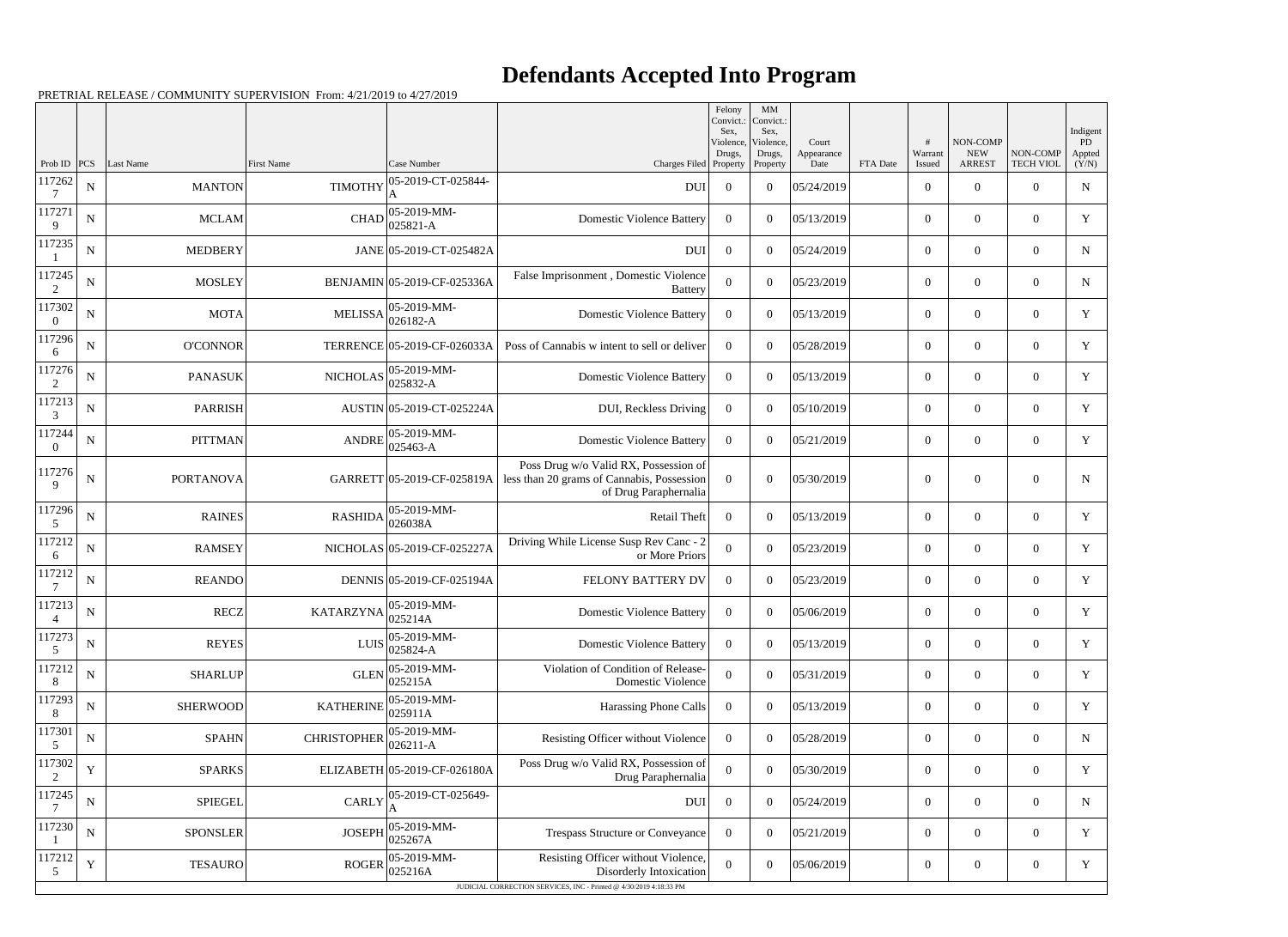# Defendants Accepted Into Program

PRETRIAL RELEASE / COMMUNITY SUPERVISION From: 4/21/2019 to 4/27/2019

| Prob ID | PCS | Last Name | First Name | Case Number | Charges Filed | Felony Convict.: Sex, Violence, Drugs, Property | MM Convict.: Sex, Violence, Drugs, Property | Court Appearance Date | FTA Date | # Warrant Issued | NON-COMP NEW ARREST | NON-COMP TECH VIOL | Indigent PD Appted (Y/N) |
|---|---|---|---|---|---|---|---|---|---|---|---|---|---|
| 1172627 | N | MANTON | TIMOTHY | 05-2019-CT-025844-A | DUI | 0 | 0 | 05/24/2019 | | 0 | 0 | 0 | N |
| 1172719 | N | MCLAM | CHAD | 05-2019-MM-025821-A | Domestic Violence Battery | 0 | 0 | 05/13/2019 | | 0 | 0 | 0 | Y |
| 1172351 | N | MEDBERY | JANE | 05-2019-CT-025482A | DUI | 0 | 0 | 05/24/2019 | | 0 | 0 | 0 | N |
| 1172452 | N | MOSLEY | BENJAMIN | 05-2019-CF-025336A | False Imprisonment , Domestic Violence Battery | 0 | 0 | 05/23/2019 | | 0 | 0 | 0 | N |
| 1173020 | N | MOTA | MELISSA | 05-2019-MM-026182-A | Domestic Violence Battery | 0 | 0 | 05/13/2019 | | 0 | 0 | 0 | Y |
| 1172966 | N | O'CONNOR | TERRENCE | 05-2019-CF-026033A | Poss of Cannabis w intent to sell or deliver | 0 | 0 | 05/28/2019 | | 0 | 0 | 0 | Y |
| 1172762 | N | PANASUK | NICHOLAS | 05-2019-MM-025832-A | Domestic Violence Battery | 0 | 0 | 05/13/2019 | | 0 | 0 | 0 | Y |
| 1172133 | N | PARRISH | AUSTIN | 05-2019-CT-025224A | DUI, Reckless Driving | 0 | 0 | 05/10/2019 | | 0 | 0 | 0 | Y |
| 1172440 | N | PITTMAN | ANDRE | 05-2019-MM-025463-A | Domestic Violence Battery | 0 | 0 | 05/21/2019 | | 0 | 0 | 0 | Y |
| 1172769 | N | PORTANOVA | GARRETT | 05-2019-CF-025819A | Poss Drug w/o Valid RX, Possession of less than 20 grams of Cannabis, Possession of Drug Paraphernalia | 0 | 0 | 05/30/2019 | | 0 | 0 | 0 | N |
| 1172965 | N | RAINES | RASHIDA | 05-2019-MM-026038A | Retail Theft | 0 | 0 | 05/13/2019 | | 0 | 0 | 0 | Y |
| 1172126 | N | RAMSEY | NICHOLAS | 05-2019-CF-025227A | Driving While License Susp Rev Canc - 2 or More Priors | 0 | 0 | 05/23/2019 | | 0 | 0 | 0 | Y |
| 1172127 | N | REANDO | DENNIS | 05-2019-CF-025194A | FELONY BATTERY DV | 0 | 0 | 05/23/2019 | | 0 | 0 | 0 | Y |
| 1172134 | N | RECZ | KATARZYNA | 05-2019-MM-025214A | Domestic Violence Battery | 0 | 0 | 05/06/2019 | | 0 | 0 | 0 | Y |
| 1172735 | N | REYES | LUIS | 05-2019-MM-025824-A | Domestic Violence Battery | 0 | 0 | 05/13/2019 | | 0 | 0 | 0 | Y |
| 1172128 | N | SHARLUP | GLEN | 05-2019-MM-025215A | Violation of Condition of Release-Domestic Violence | 0 | 0 | 05/31/2019 | | 0 | 0 | 0 | Y |
| 1172938 | N | SHERWOOD | KATHERINE | 05-2019-MM-025911A | Harassing Phone Calls | 0 | 0 | 05/13/2019 | | 0 | 0 | 0 | Y |
| 1173015 | N | SPAHN | CHRISTOPHER | 05-2019-MM-026211-A | Resisting Officer without Violence | 0 | 0 | 05/28/2019 | | 0 | 0 | 0 | N |
| 1173022 | Y | SPARKS | ELIZABETH | 05-2019-CF-026180A | Poss Drug w/o Valid RX, Possession of Drug Paraphernalia | 0 | 0 | 05/30/2019 | | 0 | 0 | 0 | Y |
| 1172457 | N | SPIEGEL | CARLY | 05-2019-CT-025649-A | DUI | 0 | 0 | 05/24/2019 | | 0 | 0 | 0 | N |
| 1172301 | N | SPONSLER | JOSEPH | 05-2019-MM-025267A | Trespass Structure or Conveyance | 0 | 0 | 05/21/2019 | | 0 | 0 | 0 | Y |
| 1172125 | Y | TESAURO | ROGER | 05-2019-MM-025216A | Resisting Officer without Violence, Disorderly Intoxication | 0 | 0 | 05/06/2019 | | 0 | 0 | 0 | Y |

JUDICIAL CORRECTION SERVICES, INC - Printed @ 4/30/2019 4:18:33 PM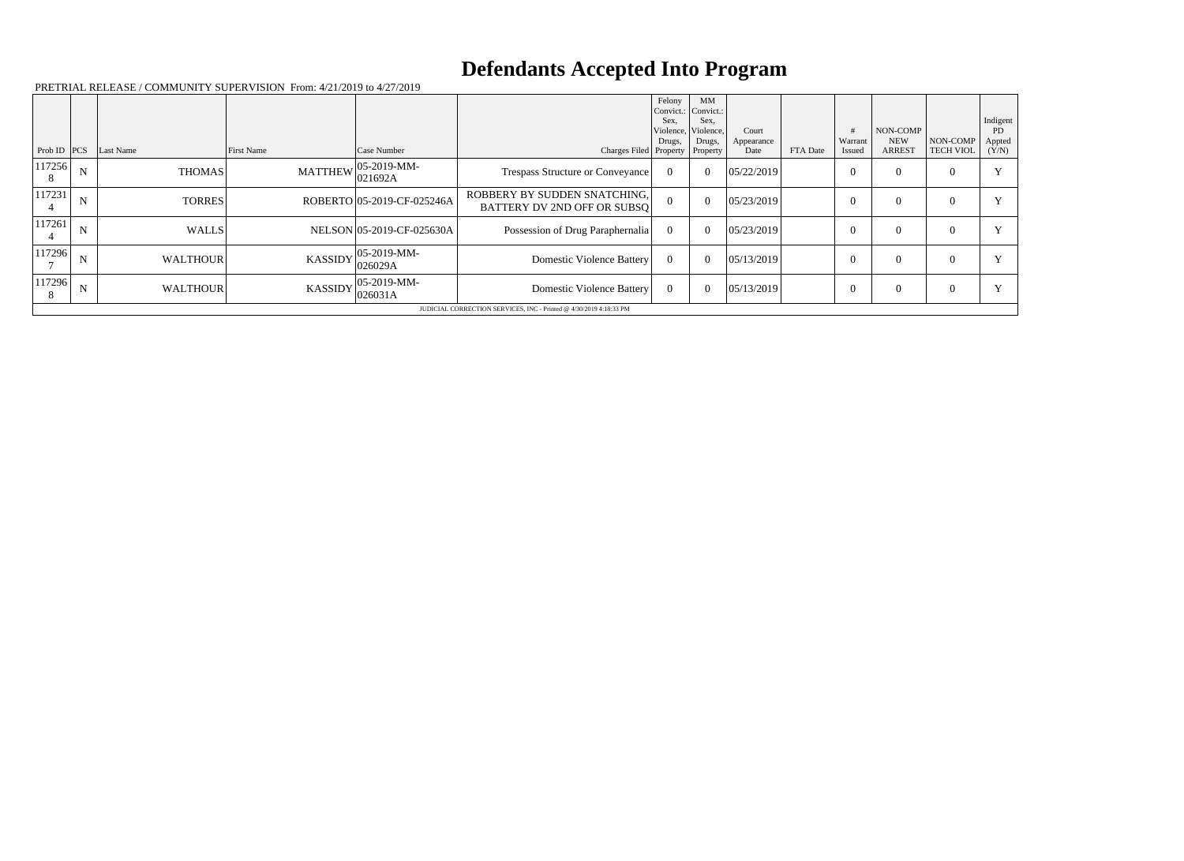# Defendants Accepted Into Program

PRETRIAL RELEASE / COMMUNITY SUPERVISION From: 4/21/2019 to 4/27/2019

| Prob ID | PCS | Last Name | First Name | Case Number | Charges Filed | Felony Convict.: Sex, Violence, Drugs, Property | MM Convict.: Sex, Violence, Drugs, Property | Court Appearance Date | FTA Date | # Warrant Issued | NON-COMP NEW ARREST | NON-COMP TECH VIOL | Indigent PD Appted (Y/N) |
|---|---|---|---|---|---|---|---|---|---|---|---|---|---|
| 1172568 | N | THOMAS | MATTHEW | 05-2019-MM-021692A | Trespass Structure or Conveyance | 0 | 0 | 05/22/2019 | | 0 | 0 | 0 | Y |
| 1172314 | N | TORRES | ROBERTO | 05-2019-CF-025246A | ROBBERY BY SUDDEN SNATCHING, BATTERY DV 2ND OFF OR SUBSQ | 0 | 0 | 05/23/2019 | | 0 | 0 | 0 | Y |
| 1172614 | N | WALLS | NELSON | 05-2019-CF-025630A | Possession of Drug Paraphernalia | 0 | 0 | 05/23/2019 | | 0 | 0 | 0 | Y |
| 1172967 | N | WALTHOUR | KASSIDY | 05-2019-MM-026029A | Domestic Violence Battery | 0 | 0 | 05/13/2019 | | 0 | 0 | 0 | Y |
| 1172968 | N | WALTHOUR | KASSIDY | 05-2019-MM-026031A | Domestic Violence Battery | 0 | 0 | 05/13/2019 | | 0 | 0 | 0 | Y |

JUDICIAL CORRECTION SERVICES, INC - Printed @ 4/30/2019 4:18:33 PM